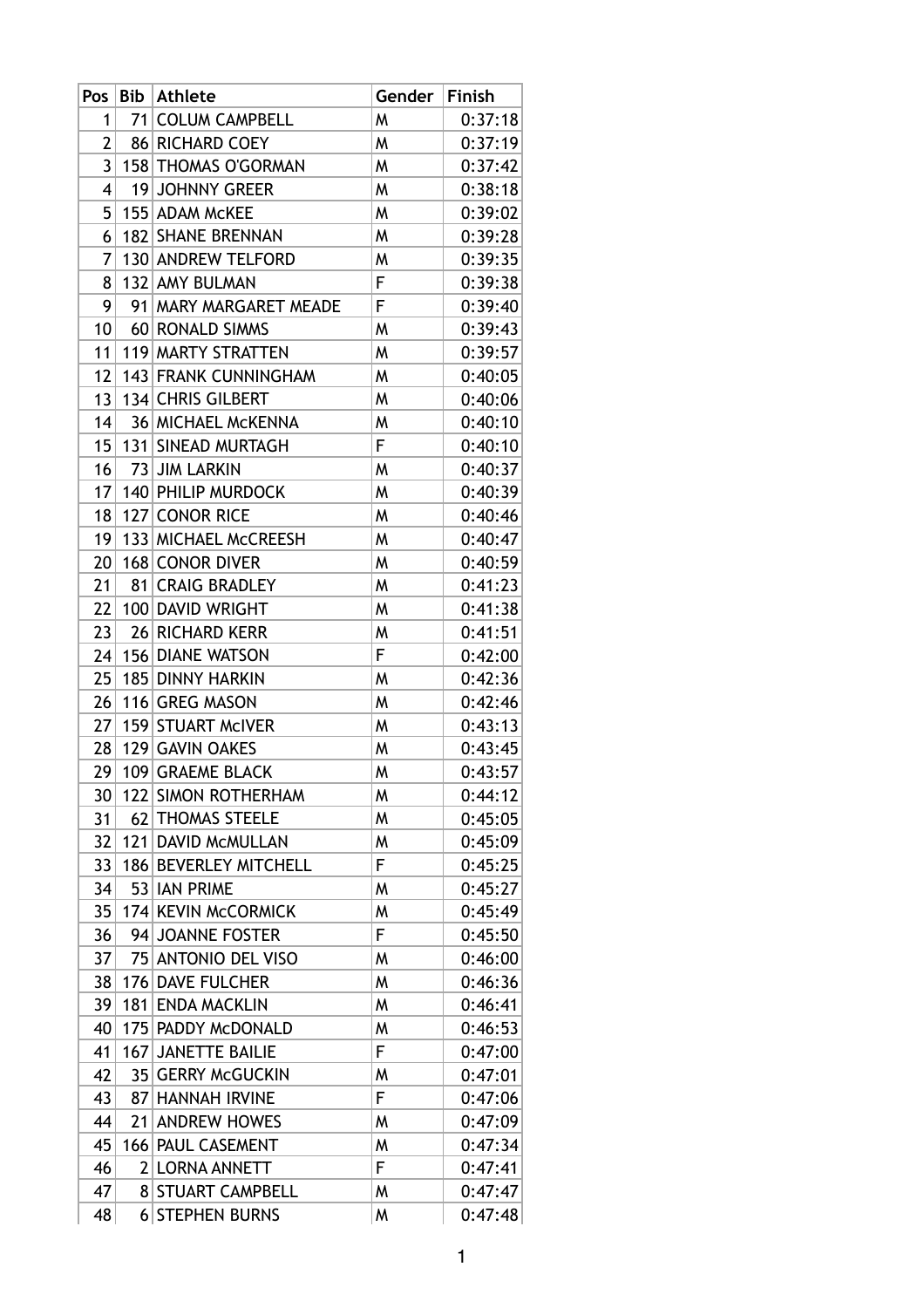| Pos | Bib | Athlete | Gender | Finish |
|---|---|---|---|---|
| 1 | 71 | COLUM CAMPBELL | M | 0:37:18 |
| 2 | 86 | RICHARD COEY | M | 0:37:19 |
| 3 | 158 | THOMAS O'GORMAN | M | 0:37:42 |
| 4 | 19 | JOHNNY GREER | M | 0:38:18 |
| 5 | 155 | ADAM McKEE | M | 0:39:02 |
| 6 | 182 | SHANE BRENNAN | M | 0:39:28 |
| 7 | 130 | ANDREW TELFORD | M | 0:39:35 |
| 8 | 132 | AMY BULMAN | F | 0:39:38 |
| 9 | 91 | MARY MARGARET MEADE | F | 0:39:40 |
| 10 | 60 | RONALD SIMMS | M | 0:39:43 |
| 11 | 119 | MARTY STRATTEN | M | 0:39:57 |
| 12 | 143 | FRANK CUNNINGHAM | M | 0:40:05 |
| 13 | 134 | CHRIS GILBERT | M | 0:40:06 |
| 14 | 36 | MICHAEL McKENNA | M | 0:40:10 |
| 15 | 131 | SINEAD MURTAGH | F | 0:40:10 |
| 16 | 73 | JIM LARKIN | M | 0:40:37 |
| 17 | 140 | PHILIP MURDOCK | M | 0:40:39 |
| 18 | 127 | CONOR RICE | M | 0:40:46 |
| 19 | 133 | MICHAEL McCREESH | M | 0:40:47 |
| 20 | 168 | CONOR DIVER | M | 0:40:59 |
| 21 | 81 | CRAIG BRADLEY | M | 0:41:23 |
| 22 | 100 | DAVID WRIGHT | M | 0:41:38 |
| 23 | 26 | RICHARD KERR | M | 0:41:51 |
| 24 | 156 | DIANE WATSON | F | 0:42:00 |
| 25 | 185 | DINNY HARKIN | M | 0:42:36 |
| 26 | 116 | GREG MASON | M | 0:42:46 |
| 27 | 159 | STUART McIVER | M | 0:43:13 |
| 28 | 129 | GAVIN OAKES | M | 0:43:45 |
| 29 | 109 | GRAEME BLACK | M | 0:43:57 |
| 30 | 122 | SIMON ROTHERHAM | M | 0:44:12 |
| 31 | 62 | THOMAS STEELE | M | 0:45:05 |
| 32 | 121 | DAVID McMULLAN | M | 0:45:09 |
| 33 | 186 | BEVERLEY MITCHELL | F | 0:45:25 |
| 34 | 53 | IAN PRIME | M | 0:45:27 |
| 35 | 174 | KEVIN McCORMICK | M | 0:45:49 |
| 36 | 94 | JOANNE FOSTER | F | 0:45:50 |
| 37 | 75 | ANTONIO DEL VISO | M | 0:46:00 |
| 38 | 176 | DAVE FULCHER | M | 0:46:36 |
| 39 | 181 | ENDA MACKLIN | M | 0:46:41 |
| 40 | 175 | PADDY McDONALD | M | 0:46:53 |
| 41 | 167 | JANETTE BAILIE | F | 0:47:00 |
| 42 | 35 | GERRY McGUCKIN | M | 0:47:01 |
| 43 | 87 | HANNAH IRVINE | F | 0:47:06 |
| 44 | 21 | ANDREW HOWES | M | 0:47:09 |
| 45 | 166 | PAUL CASEMENT | M | 0:47:34 |
| 46 | 2 | LORNA ANNETT | F | 0:47:41 |
| 47 | 8 | STUART CAMPBELL | M | 0:47:47 |
| 48 | 6 | STEPHEN BURNS | M | 0:47:48 |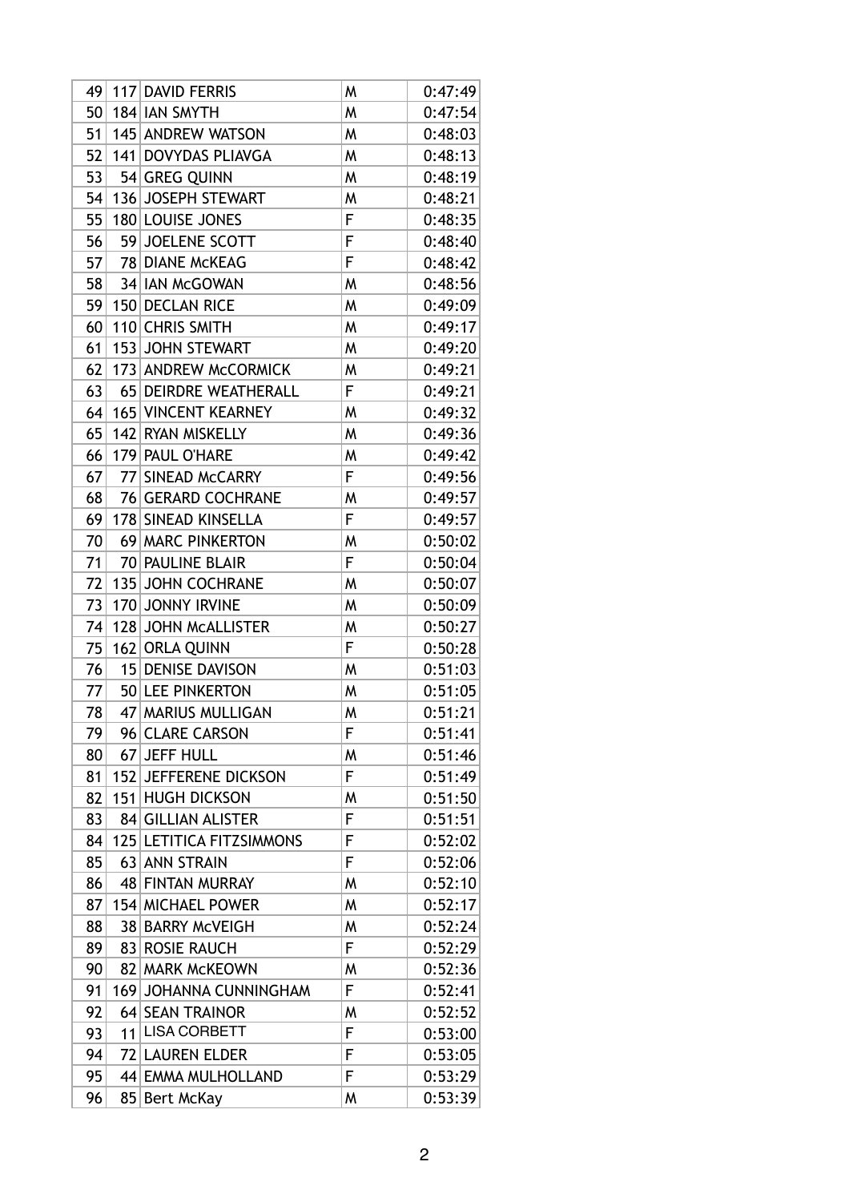| | | | | |
|---|---|---|---|---|
| 49 | 117 | DAVID FERRIS | M | 0:47:49 |
| 50 | 184 | IAN SMYTH | M | 0:47:54 |
| 51 | 145 | ANDREW WATSON | M | 0:48:03 |
| 52 | 141 | DOVYDAS PLIAVGA | M | 0:48:13 |
| 53 | 54 | GREG QUINN | M | 0:48:19 |
| 54 | 136 | JOSEPH STEWART | M | 0:48:21 |
| 55 | 180 | LOUISE JONES | F | 0:48:35 |
| 56 | 59 | JOELENE SCOTT | F | 0:48:40 |
| 57 | 78 | DIANE McKEAG | F | 0:48:42 |
| 58 | 34 | IAN McGOWAN | M | 0:48:56 |
| 59 | 150 | DECLAN RICE | M | 0:49:09 |
| 60 | 110 | CHRIS SMITH | M | 0:49:17 |
| 61 | 153 | JOHN STEWART | M | 0:49:20 |
| 62 | 173 | ANDREW McCORMICK | M | 0:49:21 |
| 63 | 65 | DEIRDRE WEATHERALL | F | 0:49:21 |
| 64 | 165 | VINCENT KEARNEY | M | 0:49:32 |
| 65 | 142 | RYAN MISKELLY | M | 0:49:36 |
| 66 | 179 | PAUL O'HARE | M | 0:49:42 |
| 67 | 77 | SINEAD McCARRY | F | 0:49:56 |
| 68 | 76 | GERARD COCHRANE | M | 0:49:57 |
| 69 | 178 | SINEAD KINSELLA | F | 0:49:57 |
| 70 | 69 | MARC PINKERTON | M | 0:50:02 |
| 71 | 70 | PAULINE BLAIR | F | 0:50:04 |
| 72 | 135 | JOHN COCHRANE | M | 0:50:07 |
| 73 | 170 | JONNY IRVINE | M | 0:50:09 |
| 74 | 128 | JOHN McALLISTER | M | 0:50:27 |
| 75 | 162 | ORLA QUINN | F | 0:50:28 |
| 76 | 15 | DENISE DAVISON | M | 0:51:03 |
| 77 | 50 | LEE PINKERTON | M | 0:51:05 |
| 78 | 47 | MARIUS MULLIGAN | M | 0:51:21 |
| 79 | 96 | CLARE CARSON | F | 0:51:41 |
| 80 | 67 | JEFF HULL | M | 0:51:46 |
| 81 | 152 | JEFFERENE DICKSON | F | 0:51:49 |
| 82 | 151 | HUGH DICKSON | M | 0:51:50 |
| 83 | 84 | GILLIAN ALISTER | F | 0:51:51 |
| 84 | 125 | LETITICA FITZSIMMONS | F | 0:52:02 |
| 85 | 63 | ANN STRAIN | F | 0:52:06 |
| 86 | 48 | FINTAN MURRAY | M | 0:52:10 |
| 87 | 154 | MICHAEL POWER | M | 0:52:17 |
| 88 | 38 | BARRY McVEIGH | M | 0:52:24 |
| 89 | 83 | ROSIE RAUCH | F | 0:52:29 |
| 90 | 82 | MARK McKEOWN | M | 0:52:36 |
| 91 | 169 | JOHANNA CUNNINGHAM | F | 0:52:41 |
| 92 | 64 | SEAN TRAINOR | M | 0:52:52 |
| 93 | 11 | LISA CORBETT | F | 0:53:00 |
| 94 | 72 | LAUREN ELDER | F | 0:53:05 |
| 95 | 44 | EMMA MULHOLLAND | F | 0:53:29 |
| 96 | 85 | Bert McKay | M | 0:53:39 |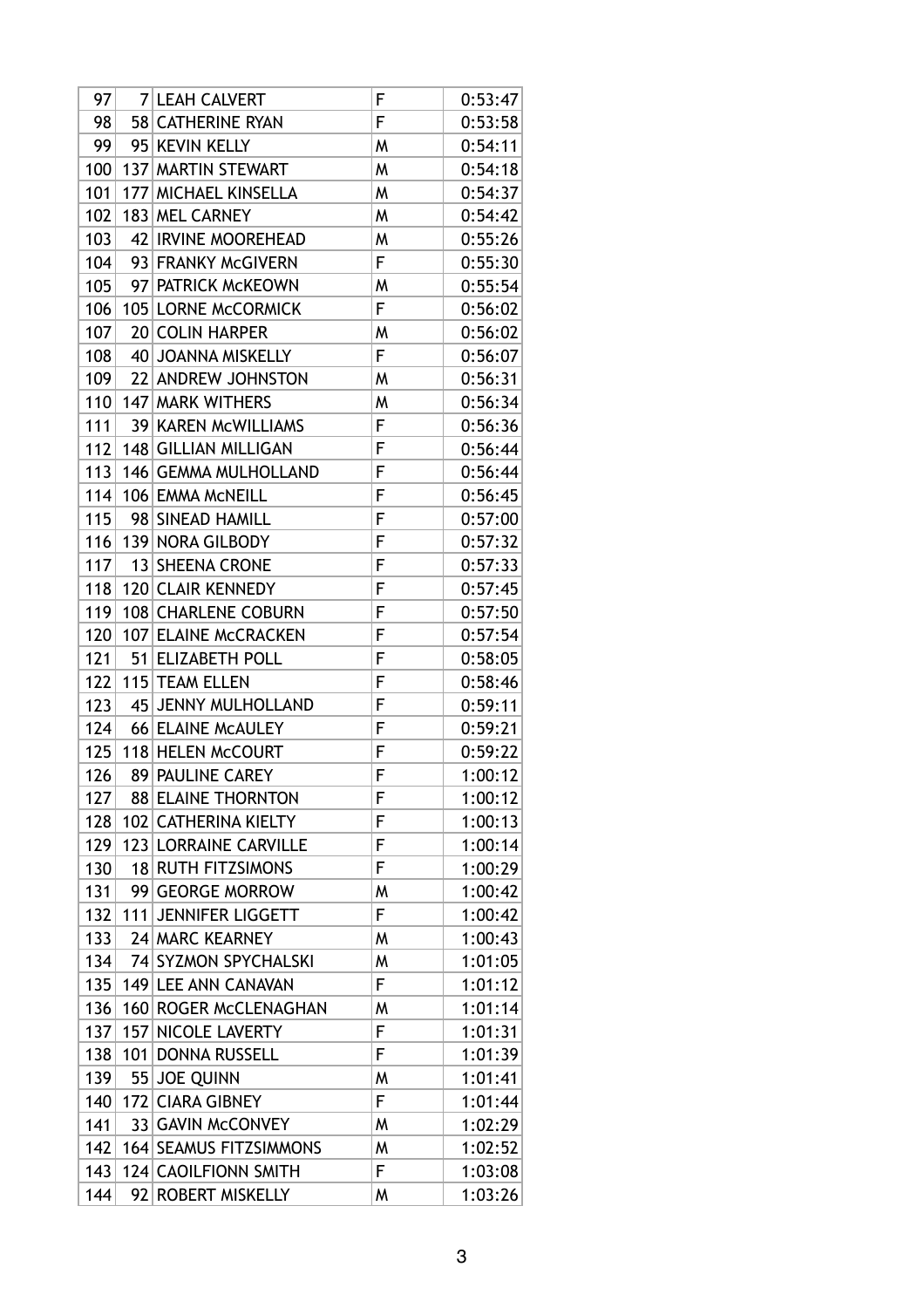| 97 | 7 | LEAH CALVERT | F | 0:53:47 |
|---|---|---|---|---|
| 98 | 58 | CATHERINE RYAN | F | 0:53:58 |
| 99 | 95 | KEVIN KELLY | M | 0:54:11 |
| 100 | 137 | MARTIN STEWART | M | 0:54:18 |
| 101 | 177 | MICHAEL KINSELLA | M | 0:54:37 |
| 102 | 183 | MEL CARNEY | M | 0:54:42 |
| 103 | 42 | IRVINE MOOREHEAD | M | 0:55:26 |
| 104 | 93 | FRANKY McGIVERN | F | 0:55:30 |
| 105 | 97 | PATRICK McKEOWN | M | 0:55:54 |
| 106 | 105 | LORNE McCORMICK | F | 0:56:02 |
| 107 | 20 | COLIN HARPER | M | 0:56:02 |
| 108 | 40 | JOANNA MISKELLY | F | 0:56:07 |
| 109 | 22 | ANDREW JOHNSTON | M | 0:56:31 |
| 110 | 147 | MARK WITHERS | M | 0:56:34 |
| 111 | 39 | KAREN McWILLIAMS | F | 0:56:36 |
| 112 | 148 | GILLIAN MILLIGAN | F | 0:56:44 |
| 113 | 146 | GEMMA MULHOLLAND | F | 0:56:44 |
| 114 | 106 | EMMA McNEILL | F | 0:56:45 |
| 115 | 98 | SINEAD HAMILL | F | 0:57:00 |
| 116 | 139 | NORA GILBODY | F | 0:57:32 |
| 117 | 13 | SHEENA CRONE | F | 0:57:33 |
| 118 | 120 | CLAIR KENNEDY | F | 0:57:45 |
| 119 | 108 | CHARLENE COBURN | F | 0:57:50 |
| 120 | 107 | ELAINE McCRACKEN | F | 0:57:54 |
| 121 | 51 | ELIZABETH POLL | F | 0:58:05 |
| 122 | 115 | TEAM ELLEN | F | 0:58:46 |
| 123 | 45 | JENNY MULHOLLAND | F | 0:59:11 |
| 124 | 66 | ELAINE McAULEY | F | 0:59:21 |
| 125 | 118 | HELEN McCOURT | F | 0:59:22 |
| 126 | 89 | PAULINE CAREY | F | 1:00:12 |
| 127 | 88 | ELAINE THORNTON | F | 1:00:12 |
| 128 | 102 | CATHERINA KIELTY | F | 1:00:13 |
| 129 | 123 | LORRAINE CARVILLE | F | 1:00:14 |
| 130 | 18 | RUTH FITZSIMONS | F | 1:00:29 |
| 131 | 99 | GEORGE MORROW | M | 1:00:42 |
| 132 | 111 | JENNIFER LIGGETT | F | 1:00:42 |
| 133 | 24 | MARC KEARNEY | M | 1:00:43 |
| 134 | 74 | SYZMON SPYCHALSKI | M | 1:01:05 |
| 135 | 149 | LEE ANN CANAVAN | F | 1:01:12 |
| 136 | 160 | ROGER McCLENAGHAN | M | 1:01:14 |
| 137 | 157 | NICOLE LAVERTY | F | 1:01:31 |
| 138 | 101 | DONNA RUSSELL | F | 1:01:39 |
| 139 | 55 | JOE QUINN | M | 1:01:41 |
| 140 | 172 | CIARA GIBNEY | F | 1:01:44 |
| 141 | 33 | GAVIN McCONVEY | M | 1:02:29 |
| 142 | 164 | SEAMUS FITZSIMMONS | M | 1:02:52 |
| 143 | 124 | CAOILFIONN SMITH | F | 1:03:08 |
| 144 | 92 | ROBERT MISKELLY | M | 1:03:26 |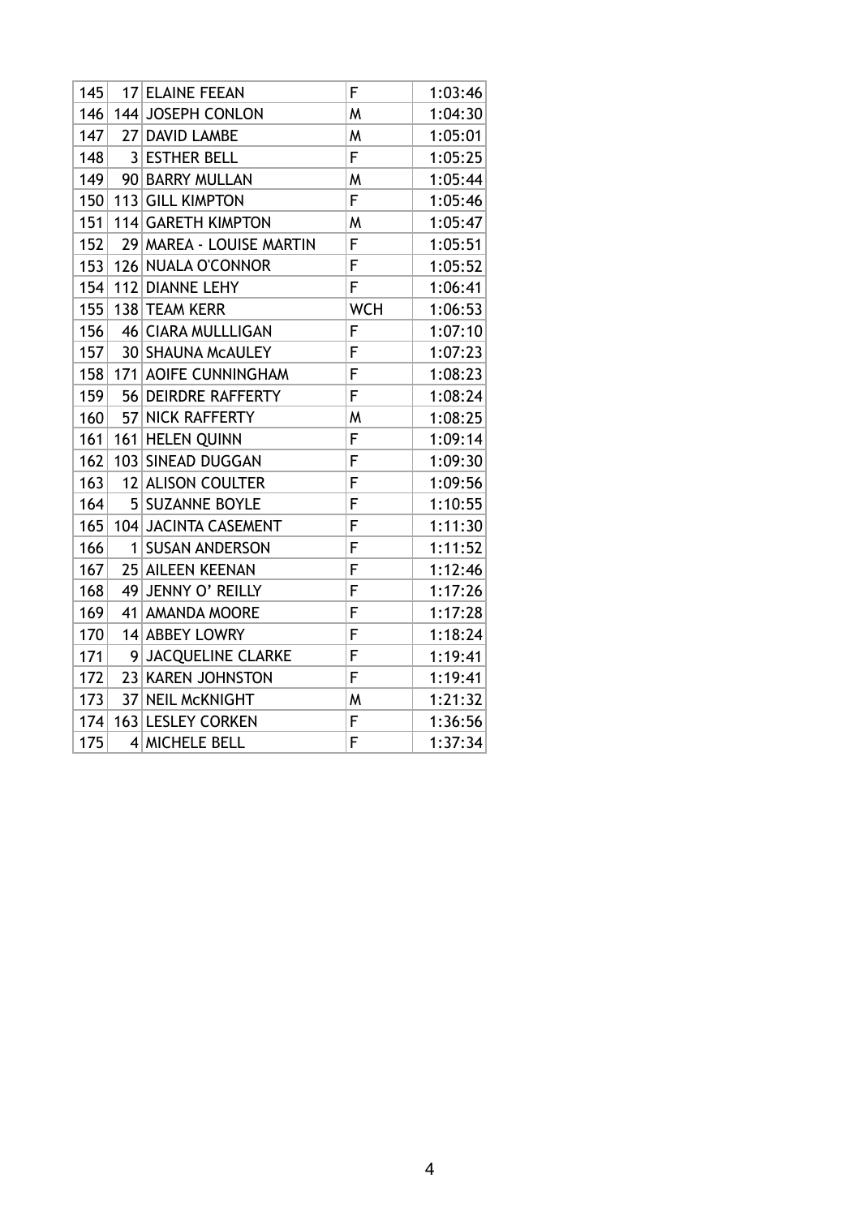| | | | | |
|---|---|---|---|---|
| 145 | 17 | ELAINE FEEAN | F | 1:03:46 |
| 146 | 144 | JOSEPH CONLON | M | 1:04:30 |
| 147 | 27 | DAVID LAMBE | M | 1:05:01 |
| 148 | 3 | ESTHER BELL | F | 1:05:25 |
| 149 | 90 | BARRY MULLAN | M | 1:05:44 |
| 150 | 113 | GILL KIMPTON | F | 1:05:46 |
| 151 | 114 | GARETH KIMPTON | M | 1:05:47 |
| 152 | 29 | MAREA - LOUISE MARTIN | F | 1:05:51 |
| 153 | 126 | NUALA O'CONNOR | F | 1:05:52 |
| 154 | 112 | DIANNE LEHY | F | 1:06:41 |
| 155 | 138 | TEAM KERR | WCH | 1:06:53 |
| 156 | 46 | CIARA MULLLIGAN | F | 1:07:10 |
| 157 | 30 | SHAUNA McAULEY | F | 1:07:23 |
| 158 | 171 | AOIFE CUNNINGHAM | F | 1:08:23 |
| 159 | 56 | DEIRDRE RAFFERTY | F | 1:08:24 |
| 160 | 57 | NICK RAFFERTY | M | 1:08:25 |
| 161 | 161 | HELEN QUINN | F | 1:09:14 |
| 162 | 103 | SINEAD DUGGAN | F | 1:09:30 |
| 163 | 12 | ALISON COULTER | F | 1:09:56 |
| 164 | 5 | SUZANNE BOYLE | F | 1:10:55 |
| 165 | 104 | JACINTA CASEMENT | F | 1:11:30 |
| 166 | 1 | SUSAN ANDERSON | F | 1:11:52 |
| 167 | 25 | AILEEN KEENAN | F | 1:12:46 |
| 168 | 49 | JENNY O' REILLY | F | 1:17:26 |
| 169 | 41 | AMANDA MOORE | F | 1:17:28 |
| 170 | 14 | ABBEY LOWRY | F | 1:18:24 |
| 171 | 9 | JACQUELINE CLARKE | F | 1:19:41 |
| 172 | 23 | KAREN JOHNSTON | F | 1:19:41 |
| 173 | 37 | NEIL McKNIGHT | M | 1:21:32 |
| 174 | 163 | LESLEY CORKEN | F | 1:36:56 |
| 175 | 4 | MICHELE BELL | F | 1:37:34 |